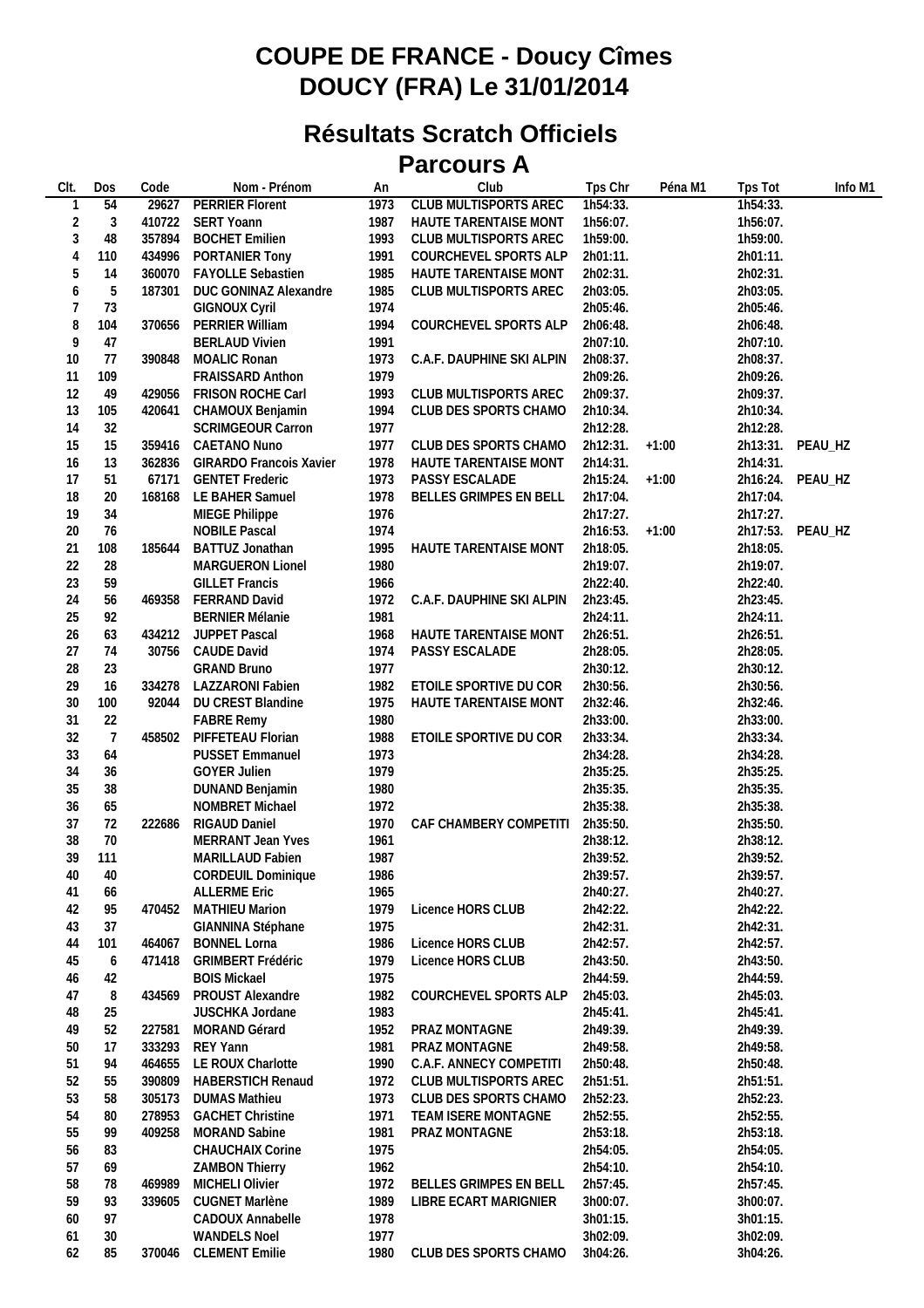# COUPE DE FRANCE - Doucy Cîmes
# DOUCY (FRA) Le 31/01/2014

## Résultats Scratch Officiels
## Parcours A

| Clt. | Dos | Code | Nom - Prénom | An | Club | Tps Chr | Péna M1 | Tps Tot | Info M1 |
|---|---|---|---|---|---|---|---|---|---|
| 1 | 54 | 29627 | PERRIER Florent | 1973 | CLUB MULTISPORTS AREC | 1h54:33. | | 1h54:33. | |
| 2 | 3 | 410722 | SERT Yoann | 1987 | HAUTE TARENTAISE MONT | 1h56:07. | | 1h56:07. | |
| 3 | 48 | 357894 | BOCHET Emilien | 1993 | CLUB MULTISPORTS AREC | 1h59:00. | | 1h59:00. | |
| 4 | 110 | 434996 | PORTANIER Tony | 1991 | COURCHEVEL SPORTS ALP | 2h01:11. | | 2h01:11. | |
| 5 | 14 | 360070 | FAYOLLE Sebastien | 1985 | HAUTE TARENTAISE MONT | 2h02:31. | | 2h02:31. | |
| 6 | 5 | 187301 | DUC GONINAZ Alexandre | 1985 | CLUB MULTISPORTS AREC | 2h03:05. | | 2h03:05. | |
| 7 | 73 | | GIGNOUX Cyril | 1974 | | 2h05:46. | | 2h05:46. | |
| 8 | 104 | 370656 | PERRIER William | 1994 | COURCHEVEL SPORTS ALP | 2h06:48. | | 2h06:48. | |
| 9 | 47 | | BERLAUD Vivien | 1991 | | 2h07:10. | | 2h07:10. | |
| 10 | 77 | 390848 | MOALIC Ronan | 1973 | C.A.F. DAUPHINE SKI ALPIN | 2h08:37. | | 2h08:37. | |
| 11 | 109 | | FRAISSARD Anthon | 1979 | | 2h09:26. | | 2h09:26. | |
| 12 | 49 | 429056 | FRISON ROCHE Carl | 1993 | CLUB MULTISPORTS AREC | 2h09:37. | | 2h09:37. | |
| 13 | 105 | 420641 | CHAMOUX Benjamin | 1994 | CLUB DES SPORTS CHAMO | 2h10:34. | | 2h10:34. | |
| 14 | 32 | | SCRIMGEOUR Carron | 1977 | | 2h12:28. | | 2h12:28. | |
| 15 | 15 | 359416 | CAETANO Nuno | 1977 | CLUB DES SPORTS CHAMO | 2h12:31. | +1:00 | 2h13:31. | PEAU_HZ |
| 16 | 13 | 362836 | GIRARDO Francois Xavier | 1978 | HAUTE TARENTAISE MONT | 2h14:31. | | 2h14:31. | |
| 17 | 51 | 67171 | GENTET Frederic | 1973 | PASSY ESCALADE | 2h15:24. | +1:00 | 2h16:24. | PEAU_HZ |
| 18 | 20 | 168168 | LE BAHER Samuel | 1978 | BELLES GRIMPES EN BELL | 2h17:04. | | 2h17:04. | |
| 19 | 34 | | MIEGE Philippe | 1976 | | 2h17:27. | | 2h17:27. | |
| 20 | 76 | | NOBILE Pascal | 1974 | | 2h16:53. | +1:00 | 2h17:53. | PEAU_HZ |
| 21 | 108 | 185644 | BATTUZ Jonathan | 1995 | HAUTE TARENTAISE MONT | 2h18:05. | | 2h18:05. | |
| 22 | 28 | | MARGUERON Lionel | 1980 | | 2h19:07. | | 2h19:07. | |
| 23 | 59 | | GILLET Francis | 1966 | | 2h22:40. | | 2h22:40. | |
| 24 | 56 | 469358 | FERRAND David | 1972 | C.A.F. DAUPHINE SKI ALPIN | 2h23:45. | | 2h23:45. | |
| 25 | 92 | | BERNIER Mélanie | 1981 | | 2h24:11. | | 2h24:11. | |
| 26 | 63 | 434212 | JUPPET Pascal | 1968 | HAUTE TARENTAISE MONT | 2h26:51. | | 2h26:51. | |
| 27 | 74 | 30756 | CAUDE David | 1974 | PASSY ESCALADE | 2h28:05. | | 2h28:05. | |
| 28 | 23 | | GRAND Bruno | 1977 | | 2h30:12. | | 2h30:12. | |
| 29 | 16 | 334278 | LAZZARONI Fabien | 1982 | ETOILE SPORTIVE DU COR | 2h30:56. | | 2h30:56. | |
| 30 | 100 | 92044 | DU CREST Blandine | 1975 | HAUTE TARENTAISE MONT | 2h32:46. | | 2h32:46. | |
| 31 | 22 | | FABRE Remy | 1980 | | 2h33:00. | | 2h33:00. | |
| 32 | 7 | 458502 | PIFFETEAU Florian | 1988 | ETOILE SPORTIVE DU COR | 2h33:34. | | 2h33:34. | |
| 33 | 64 | | PUSSET Emmanuel | 1973 | | 2h34:28. | | 2h34:28. | |
| 34 | 36 | | GOYER Julien | 1979 | | 2h35:25. | | 2h35:25. | |
| 35 | 38 | | DUNAND Benjamin | 1980 | | 2h35:35. | | 2h35:35. | |
| 36 | 65 | | NOMBRET Michael | 1972 | | 2h35:38. | | 2h35:38. | |
| 37 | 72 | 222686 | RIGAUD Daniel | 1970 | CAF CHAMBERY COMPETITI | 2h35:50. | | 2h35:50. | |
| 38 | 70 | | MERRANT Jean Yves | 1961 | | 2h38:12. | | 2h38:12. | |
| 39 | 111 | | MARILLAUD Fabien | 1987 | | 2h39:52. | | 2h39:52. | |
| 40 | 40 | | CORDEUIL Dominique | 1986 | | 2h39:57. | | 2h39:57. | |
| 41 | 66 | | ALLERME Eric | 1965 | | 2h40:27. | | 2h40:27. | |
| 42 | 95 | 470452 | MATHIEU Marion | 1979 | Licence HORS CLUB | 2h42:22. | | 2h42:22. | |
| 43 | 37 | | GIANNINA Stéphane | 1975 | | 2h42:31. | | 2h42:31. | |
| 44 | 101 | 464067 | BONNEL Lorna | 1986 | Licence HORS CLUB | 2h42:57. | | 2h42:57. | |
| 45 | 6 | 471418 | GRIMBERT Frédéric | 1979 | Licence HORS CLUB | 2h43:50. | | 2h43:50. | |
| 46 | 42 | | BOIS Mickael | 1975 | | 2h44:59. | | 2h44:59. | |
| 47 | 8 | 434569 | PROUST Alexandre | 1982 | COURCHEVEL SPORTS ALP | 2h45:03. | | 2h45:03. | |
| 48 | 25 | | JUSCHKA Jordane | 1983 | | 2h45:41. | | 2h45:41. | |
| 49 | 52 | 227581 | MORAND Gérard | 1952 | PRAZ MONTAGNE | 2h49:39. | | 2h49:39. | |
| 50 | 17 | 333293 | REY Yann | 1981 | PRAZ MONTAGNE | 2h49:58. | | 2h49:58. | |
| 51 | 94 | 464655 | LE ROUX Charlotte | 1990 | C.A.F. ANNECY COMPETITI | 2h50:48. | | 2h50:48. | |
| 52 | 55 | 390809 | HABERSTICH Renaud | 1972 | CLUB MULTISPORTS AREC | 2h51:51. | | 2h51:51. | |
| 53 | 58 | 305173 | DUMAS Mathieu | 1973 | CLUB DES SPORTS CHAMO | 2h52:23. | | 2h52:23. | |
| 54 | 80 | 278953 | GACHET Christine | 1971 | TEAM ISERE MONTAGNE | 2h52:55. | | 2h52:55. | |
| 55 | 99 | 409258 | MORAND Sabine | 1981 | PRAZ MONTAGNE | 2h53:18. | | 2h53:18. | |
| 56 | 83 | | CHAUCHAIX Corine | 1975 | | 2h54:05. | | 2h54:05. | |
| 57 | 69 | | ZAMBON Thierry | 1962 | | 2h54:10. | | 2h54:10. | |
| 58 | 78 | 469989 | MICHELI Olivier | 1972 | BELLES GRIMPES EN BELL | 2h57:45. | | 2h57:45. | |
| 59 | 93 | 339605 | CUGNET Marlène | 1989 | LIBRE ECART MARIGNIER | 3h00:07. | | 3h00:07. | |
| 60 | 97 | | CADOUX Annabelle | 1978 | | 3h01:15. | | 3h01:15. | |
| 61 | 30 | | WANDELS Noel | 1977 | | 3h02:09. | | 3h02:09. | |
| 62 | 85 | 370046 | CLEMENT Emilie | 1980 | CLUB DES SPORTS CHAMO | 3h04:26. | | 3h04:26. | |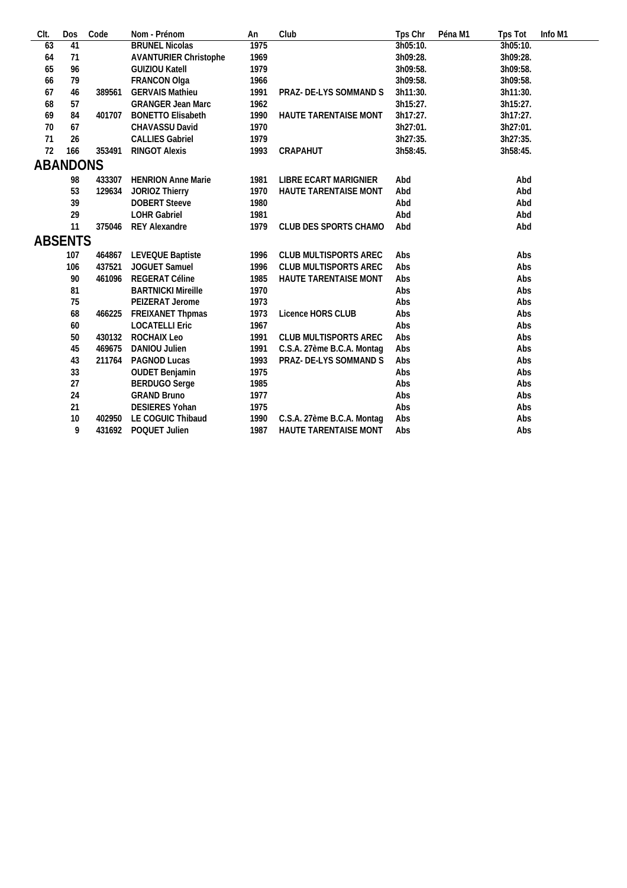| Clt. | Dos | Code | Nom - Prénom | An | Club | Tps Chr | Péna M1 | Tps Tot | Info M1 |
|---|---|---|---|---|---|---|---|---|---|
| 63 | 41 | | BRUNEL Nicolas | 1975 | | 3h05:10. | | 3h05:10. | |
| 64 | 71 | | AVANTURIER Christophe | 1969 | | 3h09:28. | | 3h09:28. | |
| 65 | 96 | | GUIZIOU Katell | 1979 | | 3h09:58. | | 3h09:58. | |
| 66 | 79 | | FRANCON Olga | 1966 | | 3h09:58. | | 3h09:58. | |
| 67 | 46 | 389561 | GERVAIS Mathieu | 1991 | PRAZ- DE-LYS SOMMAND S | 3h11:30. | | 3h11:30. | |
| 68 | 57 | | GRANGER Jean Marc | 1962 | | 3h15:27. | | 3h15:27. | |
| 69 | 84 | 401707 | BONETTO Elisabeth | 1990 | HAUTE TARENTAISE MONT | 3h17:27. | | 3h17:27. | |
| 70 | 67 | | CHAVASSU David | 1970 | | 3h27:01. | | 3h27:01. | |
| 71 | 26 | | CALLIES Gabriel | 1979 | | 3h27:35. | | 3h27:35. | |
| 72 | 166 | 353491 | RINGOT Alexis | 1993 | CRAPAHUT | 3h58:45. | | 3h58:45. | |

## ABANDONS

| Clt. | Dos | Code | Nom - Prénom | An | Club | Tps Chr | Péna M1 | Tps Tot | Info M1 |
|---|---|---|---|---|---|---|---|---|---|
| | 98 | 433307 | HENRION Anne Marie | 1981 | LIBRE ECART MARIGNIER | Abd | | Abd | |
| | 53 | 129634 | JORIOZ Thierry | 1970 | HAUTE TARENTAISE MONT | Abd | | Abd | |
| | 39 | | DOBERT Steeve | 1980 | | Abd | | Abd | |
| | 29 | | LOHR Gabriel | 1981 | | Abd | | Abd | |
| | 11 | 375046 | REY Alexandre | 1979 | CLUB DES SPORTS CHAMO | Abd | | Abd | |

## ABSENTS

| Clt. | Dos | Code | Nom - Prénom | An | Club | Tps Chr | Péna M1 | Tps Tot | Info M1 |
|---|---|---|---|---|---|---|---|---|---|
| | 107 | 464867 | LEVEQUE Baptiste | 1996 | CLUB MULTISPORTS AREC | Abs | | Abs | |
| | 106 | 437521 | JOGUET Samuel | 1996 | CLUB MULTISPORTS AREC | Abs | | Abs | |
| | 90 | 461096 | REGERAT Céline | 1985 | HAUTE TARENTAISE MONT | Abs | | Abs | |
| | 81 | | BARTNICKI Mireille | 1970 | | Abs | | Abs | |
| | 75 | | PEIZERAT Jerome | 1973 | | Abs | | Abs | |
| | 68 | 466225 | FREIXANET Thpmas | 1973 | Licence HORS CLUB | Abs | | Abs | |
| | 60 | | LOCATELLI Eric | 1967 | | Abs | | Abs | |
| | 50 | 430132 | ROCHAIX Leo | 1991 | CLUB MULTISPORTS AREC | Abs | | Abs | |
| | 45 | 469675 | DANIOU Julien | 1991 | C.S.A. 27ème B.C.A. Montag | Abs | | Abs | |
| | 43 | 211764 | PAGNOD Lucas | 1993 | PRAZ- DE-LYS SOMMAND S | Abs | | Abs | |
| | 33 | | OUDET Benjamin | 1975 | | Abs | | Abs | |
| | 27 | | BERDUGO Serge | 1985 | | Abs | | Abs | |
| | 24 | | GRAND Bruno | 1977 | | Abs | | Abs | |
| | 21 | | DESIERES Yohan | 1975 | | Abs | | Abs | |
| | 10 | 402950 | LE COGUIC Thibaud | 1990 | C.S.A. 27ème B.C.A. Montag | Abs | | Abs | |
| | 9 | 431692 | POQUET Julien | 1987 | HAUTE TARENTAISE MONT | Abs | | Abs | |